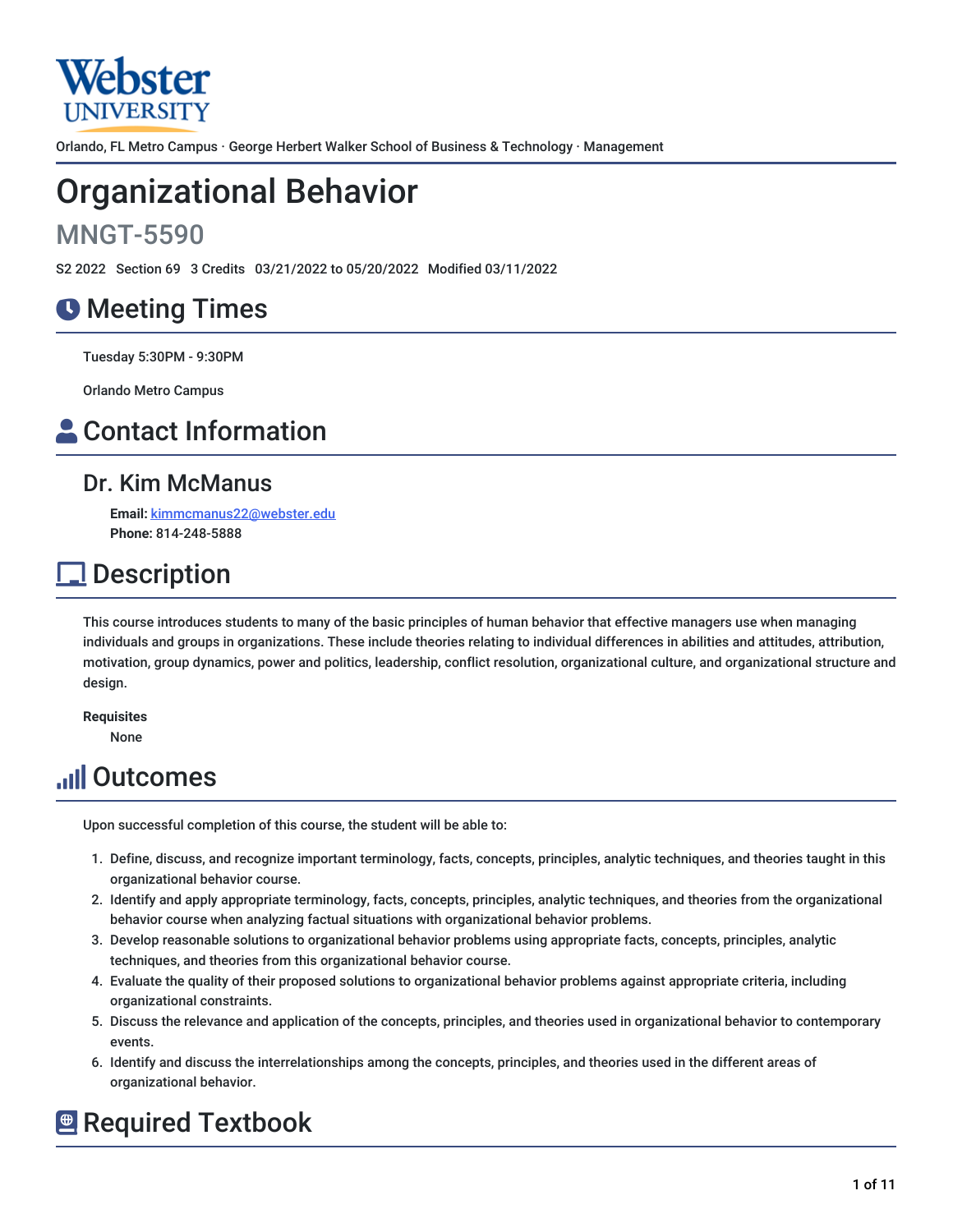Orlando, FL Metro Campus · George Herbert Walker School of Business & Technology · Management

# Organizational Behavior

## MNGT-5590

S2 2022 Section 69 3 Credits 03/21/2022 to 05/20/2022 Modified 03/11/2022

## Meeting Times

Tuesday 5:30PM - 9:30PM

Orlando Metro Campus

## Contact Information

### Dr. Kim McManus

**Email:** kimmcmanus22@webster.edu
**Phone:** 814-248-5888

## Description

This course introduces students to many of the basic principles of human behavior that effective managers use when managing individuals and groups in organizations. These include theories relating to individual differences in abilities and attitudes, attribution, motivation, group dynamics, power and politics, leadership, conflict resolution, organizational culture, and organizational structure and design.

**Requisites**
None

## Outcomes

Upon successful completion of this course, the student will be able to:

1. Define, discuss, and recognize important terminology, facts, concepts, principles, analytic techniques, and theories taught in this organizational behavior course.
2. Identify and apply appropriate terminology, facts, concepts, principles, analytic techniques, and theories from the organizational behavior course when analyzing factual situations with organizational behavior problems.
3. Develop reasonable solutions to organizational behavior problems using appropriate facts, concepts, principles, analytic techniques, and theories from this organizational behavior course.
4. Evaluate the quality of their proposed solutions to organizational behavior problems against appropriate criteria, including organizational constraints.
5. Discuss the relevance and application of the concepts, principles, and theories used in organizational behavior to contemporary events.
6. Identify and discuss the interrelationships among the concepts, principles, and theories used in the different areas of organizational behavior.

## Required Textbook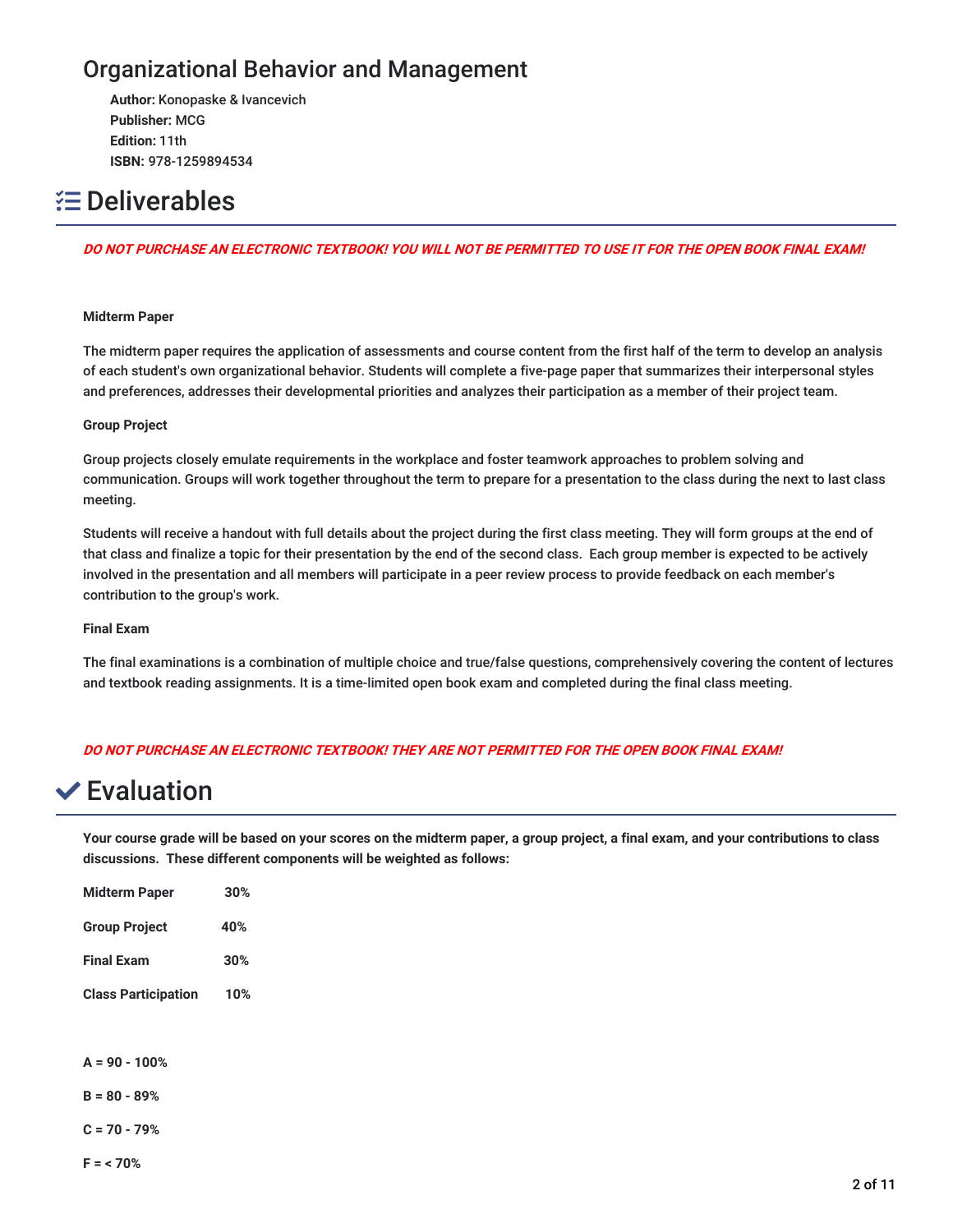## Organizational Behavior and Management

**Author:** Konopaske & Ivancevich
**Publisher:** MCG
**Edition:** 11th
**ISBN:** 978-1259894534

# Deliverables

***DO NOT PURCHASE AN ELECTRONIC TEXTBOOK! YOU WILL NOT BE PERMITTED TO USE IT FOR THE OPEN BOOK FINAL EXAM!***

**Midterm Paper**

The midterm paper requires the application of assessments and course content from the first half of the term to develop an analysis of each student's own organizational behavior. Students will complete a five-page paper that summarizes their interpersonal styles and preferences, addresses their developmental priorities and analyzes their participation as a member of their project team.

**Group Project**

Group projects closely emulate requirements in the workplace and foster teamwork approaches to problem solving and communication. Groups will work together throughout the term to prepare for a presentation to the class during the next to last class meeting.

Students will receive a handout with full details about the project during the first class meeting. They will form groups at the end of that class and finalize a topic for their presentation by the end of the second class. Each group member is expected to be actively involved in the presentation and all members will participate in a peer review process to provide feedback on each member's contribution to the group's work.

**Final Exam**

The final examinations is a combination of multiple choice and true/false questions, comprehensively covering the content of lectures and textbook reading assignments. It is a time-limited open book exam and completed during the final class meeting.

***DO NOT PURCHASE AN ELECTRONIC TEXTBOOK! THEY ARE NOT PERMITTED FOR THE OPEN BOOK FINAL EXAM!***

# Evaluation

**Your course grade will be based on your scores on the midterm paper, a group project, a final exam, and your contributions to class discussions. These different components will be weighted as follows:**

| | |
|---|---|
| **Midterm Paper** | **30%** |
| **Group Project** | **40%** |
| **Final Exam** | **30%** |
| **Class Participation** | **10%** |

**A = 90 - 100%**

**B = 80 - 89%**

**C = 70 - 79%**

**F = < 70%**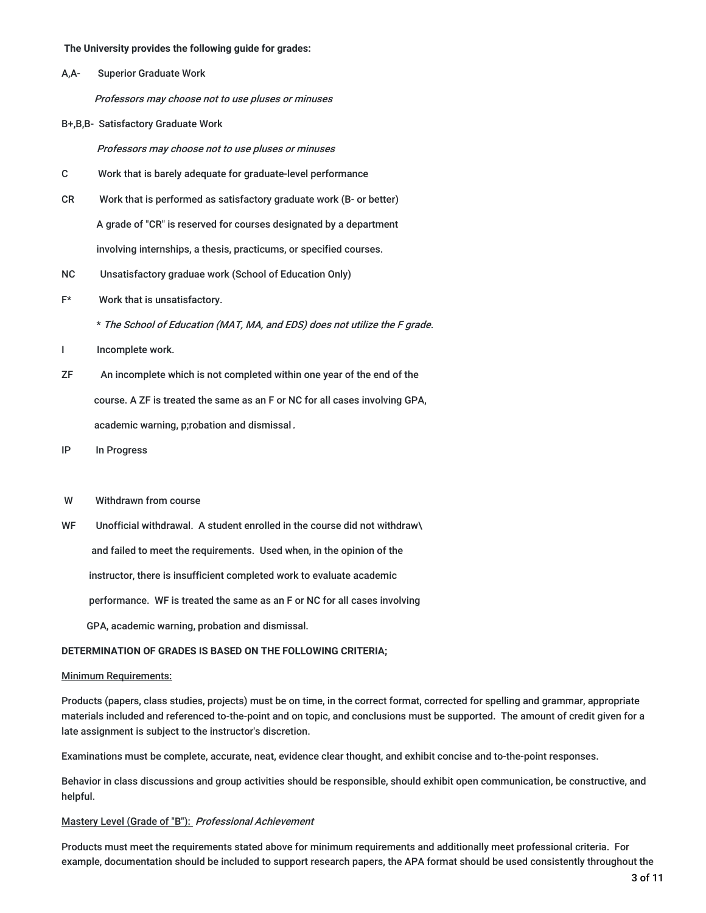**The University provides the following guide for grades:**

A,A- Superior Graduate Work

*Professors may choose not to use pluses or minuses*

B+,B,B- Satisfactory Graduate Work

*Professors may choose not to use pluses or minuses*

C Work that is barely adequate for graduate-level performance

CR Work that is performed as satisfactory graduate work (B- or better)

A grade of "CR" is reserved for courses designated by a department involving internships, a thesis, practicums, or specified courses.

NC Unsatisfactory graduae work (School of Education Only)

F* Work that is unsatisfactory.

* *The School of Education (MAT, MA, and EDS) does not utilize the F grade.*

I Incomplete work.

ZF An incomplete which is not completed within one year of the end of the course. A ZF is treated the same as an F or NC for all cases involving GPA, academic warning, p;robation and dismissal.

IP In Progress

W Withdrawn from course

WF Unofficial withdrawal. A student enrolled in the course did not withdraw\ and failed to meet the requirements. Used when, in the opinion of the instructor, there is insufficient completed work to evaluate academic performance. WF is treated the same as an F or NC for all cases involving GPA, academic warning, probation and dismissal.

**DETERMINATION OF GRADES IS BASED ON THE FOLLOWING CRITERIA;**

<u>Minimum Requirements:</u>

Products (papers, class studies, projects) must be on time, in the correct format, corrected for spelling and grammar, appropriate materials included and referenced to-the-point and on topic, and conclusions must be supported. The amount of credit given for a late assignment is subject to the instructor's discretion.

Examinations must be complete, accurate, neat, evidence clear thought, and exhibit concise and to-the-point responses.

Behavior in class discussions and group activities should be responsible, should exhibit open communication, be constructive, and helpful.

<u>Mastery Level (Grade of "B"):</u> *Professional Achievement*

Products must meet the requirements stated above for minimum requirements and additionally meet professional criteria. For example, documentation should be included to support research papers, the APA format should be used consistently throughout the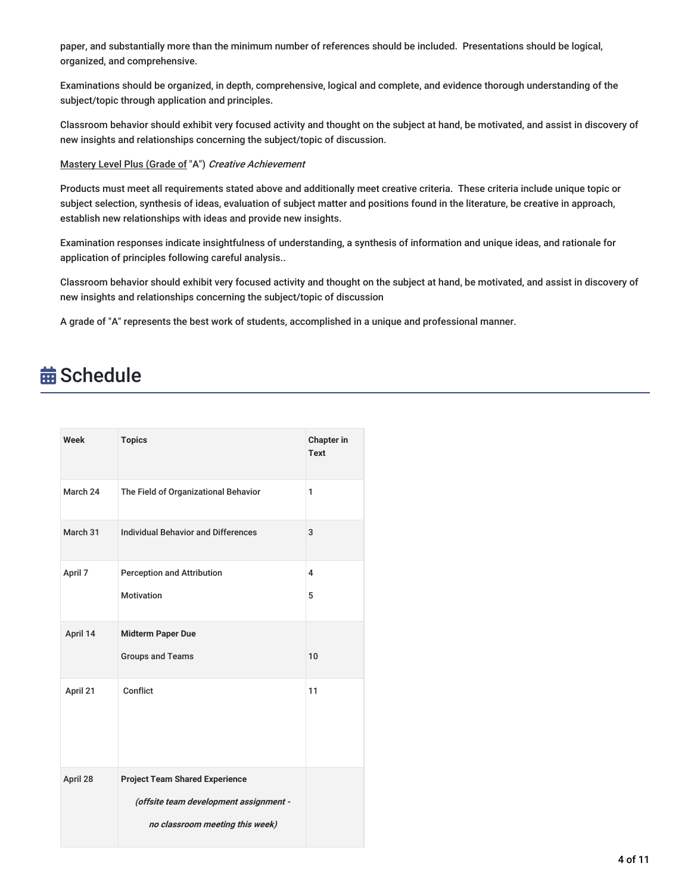paper, and substantially more than the minimum number of references should be included.  Presentations should be logical, organized, and comprehensive.

Examinations should be organized, in depth, comprehensive, logical and complete, and evidence thorough understanding of the subject/topic through application and principles.

Classroom behavior should exhibit very focused activity and thought on the subject at hand, be motivated, and assist in discovery of new insights and relationships concerning the subject/topic of discussion.

Mastery Level Plus (Grade of "A") *Creative Achievement*

Products must meet all requirements stated above and additionally meet creative criteria.  These criteria include unique topic or subject selection, synthesis of ideas, evaluation of subject matter and positions found in the literature, be creative in approach, establish new relationships with ideas and provide new insights.

Examination responses indicate insightfulness of understanding, a synthesis of information and unique ideas, and rationale for application of principles following careful analysis..

Classroom behavior should exhibit very focused activity and thought on the subject at hand, be motivated, and assist in discovery of new insights and relationships concerning the subject/topic of discussion

A grade of "A" represents the best work of students, accomplished in a unique and professional manner.

# Schedule

| Week | Topics | Chapter in Text |
|---|---|---|
| March 24 | The Field of Organizational Behavior | 1 |
| March 31 | Individual Behavior and Differences | 3 |
| April 7 | Perception and Attribution<br>Motivation | 4<br>5 |
| April 14 | **Midterm Paper Due**<br>Groups and Teams | <br>10 |
| April 21 | Conflict | 11 |
| April 28 | **Project Team Shared Experience**<br>***(offsite team development assignment - no classroom meeting this week)*** | |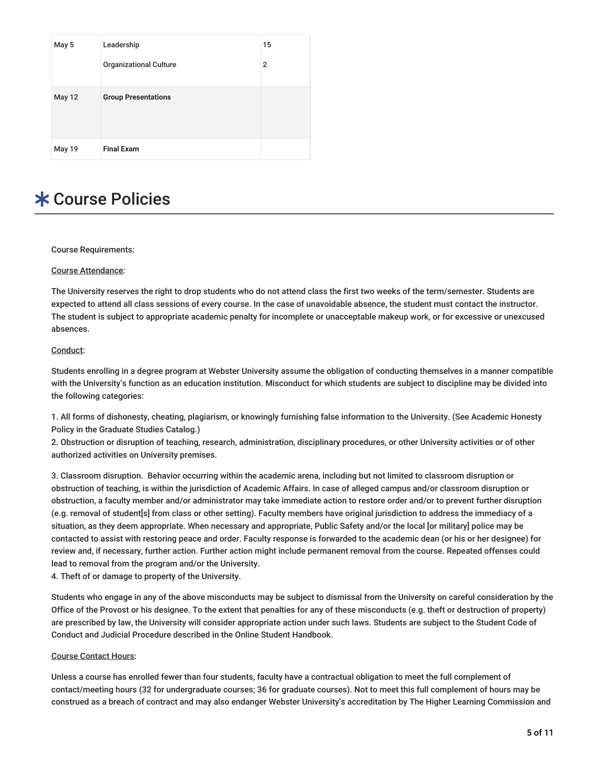| | | |
|---|---|---|
| May 5 | Leadership<br><br>Organizational Culture | 15<br><br>2 |
| May 12 | **Group Presentations** | |
| May 19 | **Final Exam** | |

# ✱ Course Policies

Course Requirements:

<u>Course Attendance</u>:

The University reserves the right to drop students who do not attend class the first two weeks of the term/semester. Students are expected to attend all class sessions of every course. In the case of unavoidable absence, the student must contact the instructor. The student is subject to appropriate academic penalty for incomplete or unacceptable makeup work, or for excessive or unexcused absences.

<u>Conduct</u>:

Students enrolling in a degree program at Webster University assume the obligation of conducting themselves in a manner compatible with the University's function as an education institution. Misconduct for which students are subject to discipline may be divided into the following categories:

1. All forms of dishonesty, cheating, plagiarism, or knowingly furnishing false information to the University. (See Academic Honesty Policy in the Graduate Studies Catalog.)
2. Obstruction or disruption of teaching, research, administration, disciplinary procedures, or other University activities or of other authorized activities on University premises.
3. Classroom disruption. Behavior occurring within the academic arena, including but not limited to classroom disruption or obstruction of teaching, is within the jurisdiction of Academic Affairs. In case of alleged campus and/or classroom disruption or obstruction, a faculty member and/or administrator may take immediate action to restore order and/or to prevent further disruption (e.g. removal of student[s] from class or other setting). Faculty members have original jurisdiction to address the immediacy of a situation, as they deem appropriate. When necessary and appropriate, Public Safety and/or the local [or military] police may be contacted to assist with restoring peace and order. Faculty response is forwarded to the academic dean (or his or her designee) for review and, if necessary, further action. Further action might include permanent removal from the course. Repeated offenses could lead to removal from the program and/or the University.
4. Theft of or damage to property of the University.

Students who engage in any of the above misconducts may be subject to dismissal from the University on careful consideration by the Office of the Provost or his designee. To the extent that penalties for any of these misconducts (e.g. theft or destruction of property) are prescribed by law, the University will consider appropriate action under such laws. Students are subject to the Student Code of Conduct and Judicial Procedure described in the Online Student Handbook.

<u>Course Contact Hours</u>:

Unless a course has enrolled fewer than four students, faculty have a contractual obligation to meet the full complement of contact/meeting hours (32 for undergraduate courses; 36 for graduate courses). Not to meet this full complement of hours may be construed as a breach of contract and may also endanger Webster University's accreditation by The Higher Learning Commission and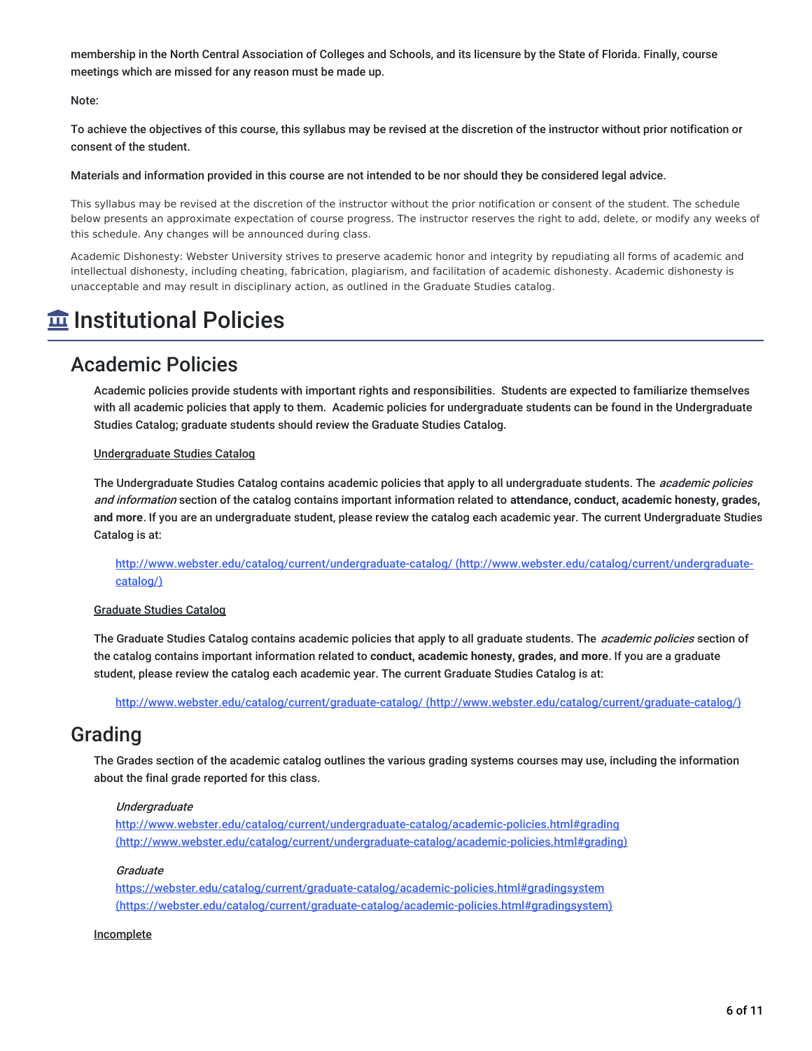membership in the North Central Association of Colleges and Schools, and its licensure by the State of Florida. Finally, course meetings which are missed for any reason must be made up.

Note:

To achieve the objectives of this course, this syllabus may be revised at the discretion of the instructor without prior notification or consent of the student.

Materials and information provided in this course are not intended to be nor should they be considered legal advice.

This syllabus may be revised at the discretion of the instructor without the prior notification or consent of the student. The schedule below presents an approximate expectation of course progress. The instructor reserves the right to add, delete, or modify any weeks of this schedule. Any changes will be announced during class.

Academic Dishonesty: Webster University strives to preserve academic honor and integrity by repudiating all forms of academic and intellectual dishonesty, including cheating, fabrication, plagiarism, and facilitation of academic dishonesty. Academic dishonesty is unacceptable and may result in disciplinary action, as outlined in the Graduate Studies catalog.

# Institutional Policies

## Academic Policies

Academic policies provide students with important rights and responsibilities. Students are expected to familiarize themselves with all academic policies that apply to them. Academic policies for undergraduate students can be found in the Undergraduate Studies Catalog; graduate students should review the Graduate Studies Catalog.

Undergraduate Studies Catalog

The Undergraduate Studies Catalog contains academic policies that apply to all undergraduate students. The *academic policies and information* section of the catalog contains important information related to **attendance, conduct, academic honesty, grades, and more**. If you are an undergraduate student, please review the catalog each academic year. The current Undergraduate Studies Catalog is at:

http://www.webster.edu/catalog/current/undergraduate-catalog/ (http://www.webster.edu/catalog/current/undergraduate-catalog/)

Graduate Studies Catalog

The Graduate Studies Catalog contains academic policies that apply to all graduate students. The *academic policies* section of the catalog contains important information related to **conduct, academic honesty, grades, and more**. If you are a graduate student, please review the catalog each academic year. The current Graduate Studies Catalog is at:

http://www.webster.edu/catalog/current/graduate-catalog/ (http://www.webster.edu/catalog/current/graduate-catalog/)

## Grading

The Grades section of the academic catalog outlines the various grading systems courses may use, including the information about the final grade reported for this class.

*Undergraduate*
http://www.webster.edu/catalog/current/undergraduate-catalog/academic-policies.html#grading (http://www.webster.edu/catalog/current/undergraduate-catalog/academic-policies.html#grading)

*Graduate*
https://webster.edu/catalog/current/graduate-catalog/academic-policies.html#gradingsystem (https://webster.edu/catalog/current/graduate-catalog/academic-policies.html#gradingsystem)

Incomplete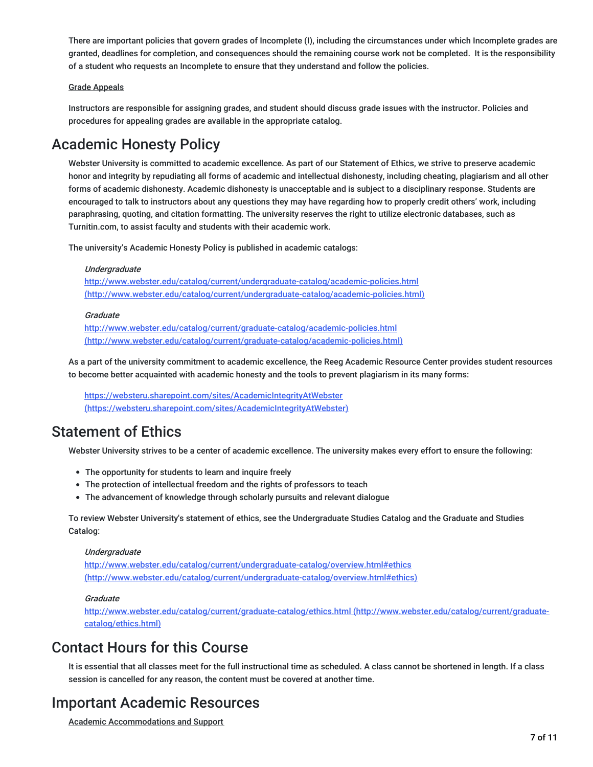There are important policies that govern grades of Incomplete (I), including the circumstances under which Incomplete grades are granted, deadlines for completion, and consequences should the remaining course work not be completed. It is the responsibility of a student who requests an Incomplete to ensure that they understand and follow the policies.

Grade Appeals

Instructors are responsible for assigning grades, and student should discuss grade issues with the instructor. Policies and procedures for appealing grades are available in the appropriate catalog.

# Academic Honesty Policy

Webster University is committed to academic excellence. As part of our Statement of Ethics, we strive to preserve academic honor and integrity by repudiating all forms of academic and intellectual dishonesty, including cheating, plagiarism and all other forms of academic dishonesty. Academic dishonesty is unacceptable and is subject to a disciplinary response. Students are encouraged to talk to instructors about any questions they may have regarding how to properly credit others' work, including paraphrasing, quoting, and citation formatting. The university reserves the right to utilize electronic databases, such as Turnitin.com, to assist faculty and students with their academic work.

The university's Academic Honesty Policy is published in academic catalogs:

*Undergraduate*
http://www.webster.edu/catalog/current/undergraduate-catalog/academic-policies.html (http://www.webster.edu/catalog/current/undergraduate-catalog/academic-policies.html)

*Graduate*
http://www.webster.edu/catalog/current/graduate-catalog/academic-policies.html (http://www.webster.edu/catalog/current/graduate-catalog/academic-policies.html)

As a part of the university commitment to academic excellence, the Reeg Academic Resource Center provides student resources to become better acquainted with academic honesty and the tools to prevent plagiarism in its many forms:

https://websteru.sharepoint.com/sites/AcademicIntegrityAtWebster (https://websteru.sharepoint.com/sites/AcademicIntegrityAtWebster)

# Statement of Ethics

Webster University strives to be a center of academic excellence. The university makes every effort to ensure the following:

- The opportunity for students to learn and inquire freely
- The protection of intellectual freedom and the rights of professors to teach
- The advancement of knowledge through scholarly pursuits and relevant dialogue

To review Webster University's statement of ethics, see the Undergraduate Studies Catalog and the Graduate and Studies Catalog:

*Undergraduate*
http://www.webster.edu/catalog/current/undergraduate-catalog/overview.html#ethics (http://www.webster.edu/catalog/current/undergraduate-catalog/overview.html#ethics)

*Graduate*
http://www.webster.edu/catalog/current/graduate-catalog/ethics.html (http://www.webster.edu/catalog/current/graduate-catalog/ethics.html)

# Contact Hours for this Course

It is essential that all classes meet for the full instructional time as scheduled. A class cannot be shortened in length. If a class session is cancelled for any reason, the content must be covered at another time.

# Important Academic Resources

Academic Accommodations and Support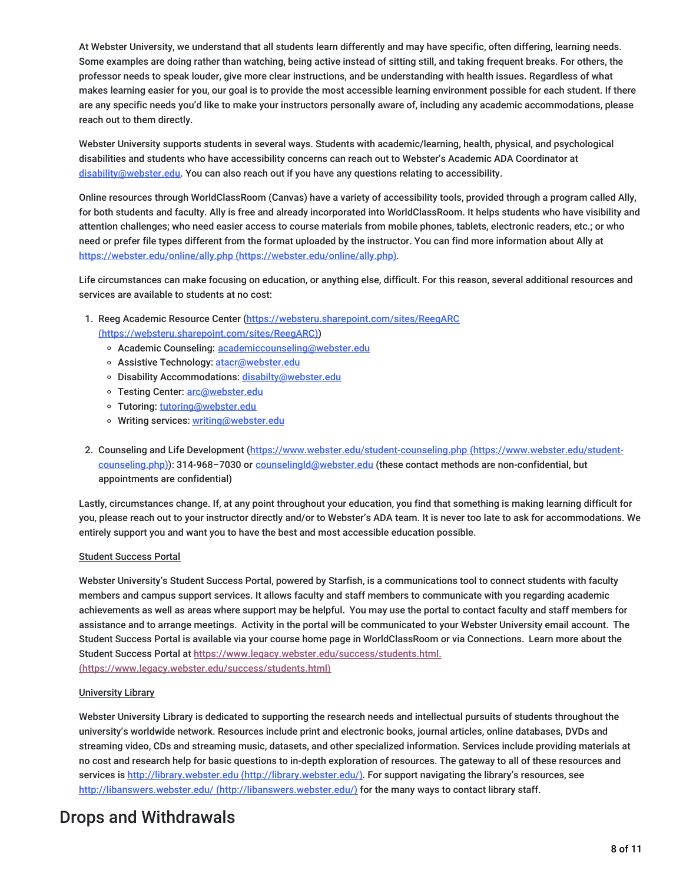At Webster University, we understand that all students learn differently and may have specific, often differing, learning needs. Some examples are doing rather than watching, being active instead of sitting still, and taking frequent breaks. For others, the professor needs to speak louder, give more clear instructions, and be understanding with health issues. Regardless of what makes learning easier for you, our goal is to provide the most accessible learning environment possible for each student. If there are any specific needs you'd like to make your instructors personally aware of, including any academic accommodations, please reach out to them directly.

Webster University supports students in several ways. Students with academic/learning, health, physical, and psychological disabilities and students who have accessibility concerns can reach out to Webster's Academic ADA Coordinator at disability@webster.edu. You can also reach out if you have any questions relating to accessibility.

Online resources through WorldClassRoom (Canvas) have a variety of accessibility tools, provided through a program called Ally, for both students and faculty. Ally is free and already incorporated into WorldClassRoom. It helps students who have visibility and attention challenges; who need easier access to course materials from mobile phones, tablets, electronic readers, etc.; or who need or prefer file types different from the format uploaded by the instructor. You can find more information about Ally at https://webster.edu/online/ally.php (https://webster.edu/online/ally.php).

Life circumstances can make focusing on education, or anything else, difficult. For this reason, several additional resources and services are available to students at no cost:

1. Reeg Academic Resource Center (https://websteru.sharepoint.com/sites/ReegARC (https://websteru.sharepoint.com/sites/ReegARC))
   - Academic Counseling: academiccounseling@webster.edu
   - Assistive Technology: atacr@webster.edu
   - Disability Accommodations: disabilty@webster.edu
   - Testing Center: arc@webster.edu
   - Tutoring: tutoring@webster.edu
   - Writing services: writing@webster.edu
2. Counseling and Life Development (https://www.webster.edu/student-counseling.php (https://www.webster.edu/student-counseling.php)): 314-968–7030 or counselingld@webster.edu (these contact methods are non-confidential, but appointments are confidential)

Lastly, circumstances change. If, at any point throughout your education, you find that something is making learning difficult for you, please reach out to your instructor directly and/or to Webster's ADA team. It is never too late to ask for accommodations. We entirely support you and want you to have the best and most accessible education possible.

Student Success Portal

Webster University's Student Success Portal, powered by Starfish, is a communications tool to connect students with faculty members and campus support services. It allows faculty and staff members to communicate with you regarding academic achievements as well as areas where support may be helpful. You may use the portal to contact faculty and staff members for assistance and to arrange meetings. Activity in the portal will be communicated to your Webster University email account. The Student Success Portal is available via your course home page in WorldClassRoom or via Connections. Learn more about the Student Success Portal at https://www.legacy.webster.edu/success/students.html. (https://www.legacy.webster.edu/success/students.html)

University Library

Webster University Library is dedicated to supporting the research needs and intellectual pursuits of students throughout the university's worldwide network. Resources include print and electronic books, journal articles, online databases, DVDs and streaming video, CDs and streaming music, datasets, and other specialized information. Services include providing materials at no cost and research help for basic questions to in-depth exploration of resources. The gateway to all of these resources and services is http://library.webster.edu (http://library.webster.edu/). For support navigating the library's resources, see http://libanswers.webster.edu/ (http://libanswers.webster.edu/) for the many ways to contact library staff.

# Drops and Withdrawals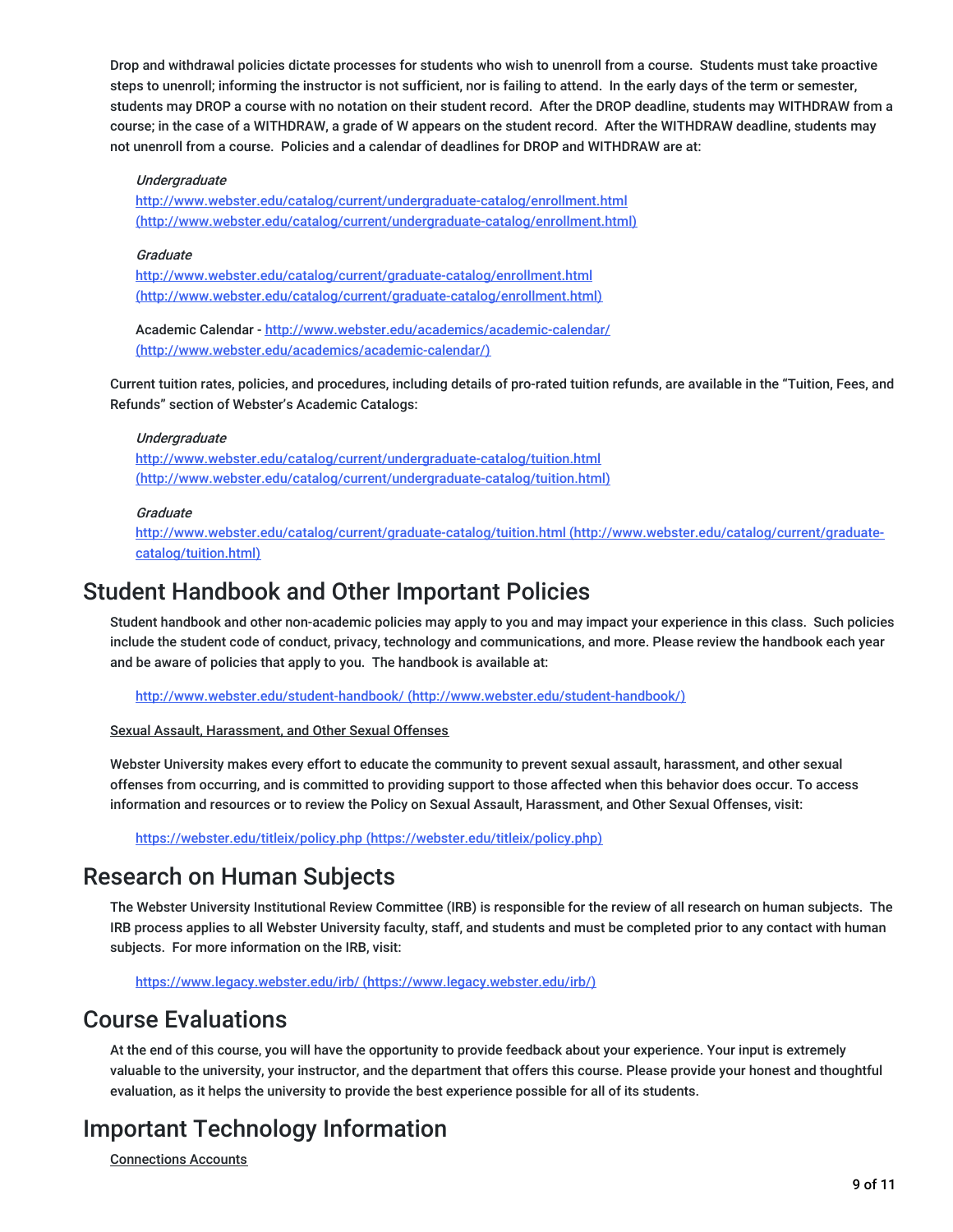Drop and withdrawal policies dictate processes for students who wish to unenroll from a course. Students must take proactive steps to unenroll; informing the instructor is not sufficient, nor is failing to attend. In the early days of the term or semester, students may DROP a course with no notation on their student record. After the DROP deadline, students may WITHDRAW from a course; in the case of a WITHDRAW, a grade of W appears on the student record. After the WITHDRAW deadline, students may not unenroll from a course. Policies and a calendar of deadlines for DROP and WITHDRAW are at:

*Undergraduate*
http://www.webster.edu/catalog/current/undergraduate-catalog/enrollment.html (http://www.webster.edu/catalog/current/undergraduate-catalog/enrollment.html)

*Graduate*
http://www.webster.edu/catalog/current/graduate-catalog/enrollment.html (http://www.webster.edu/catalog/current/graduate-catalog/enrollment.html)

Academic Calendar - http://www.webster.edu/academics/academic-calendar/ (http://www.webster.edu/academics/academic-calendar/)

Current tuition rates, policies, and procedures, including details of pro-rated tuition refunds, are available in the "Tuition, Fees, and Refunds" section of Webster's Academic Catalogs:

*Undergraduate*
http://www.webster.edu/catalog/current/undergraduate-catalog/tuition.html (http://www.webster.edu/catalog/current/undergraduate-catalog/tuition.html)

*Graduate*
http://www.webster.edu/catalog/current/graduate-catalog/tuition.html (http://www.webster.edu/catalog/current/graduate-catalog/tuition.html)

## Student Handbook and Other Important Policies

Student handbook and other non-academic policies may apply to you and may impact your experience in this class. Such policies include the student code of conduct, privacy, technology and communications, and more. Please review the handbook each year and be aware of policies that apply to you. The handbook is available at:

http://www.webster.edu/student-handbook/ (http://www.webster.edu/student-handbook/)

Sexual Assault, Harassment, and Other Sexual Offenses

Webster University makes every effort to educate the community to prevent sexual assault, harassment, and other sexual offenses from occurring, and is committed to providing support to those affected when this behavior does occur. To access information and resources or to review the Policy on Sexual Assault, Harassment, and Other Sexual Offenses, visit:

https://webster.edu/titleix/policy.php (https://webster.edu/titleix/policy.php)

## Research on Human Subjects

The Webster University Institutional Review Committee (IRB) is responsible for the review of all research on human subjects. The IRB process applies to all Webster University faculty, staff, and students and must be completed prior to any contact with human subjects. For more information on the IRB, visit:

https://www.legacy.webster.edu/irb/ (https://www.legacy.webster.edu/irb/)

## Course Evaluations

At the end of this course, you will have the opportunity to provide feedback about your experience. Your input is extremely valuable to the university, your instructor, and the department that offers this course. Please provide your honest and thoughtful evaluation, as it helps the university to provide the best experience possible for all of its students.

## Important Technology Information

Connections Accounts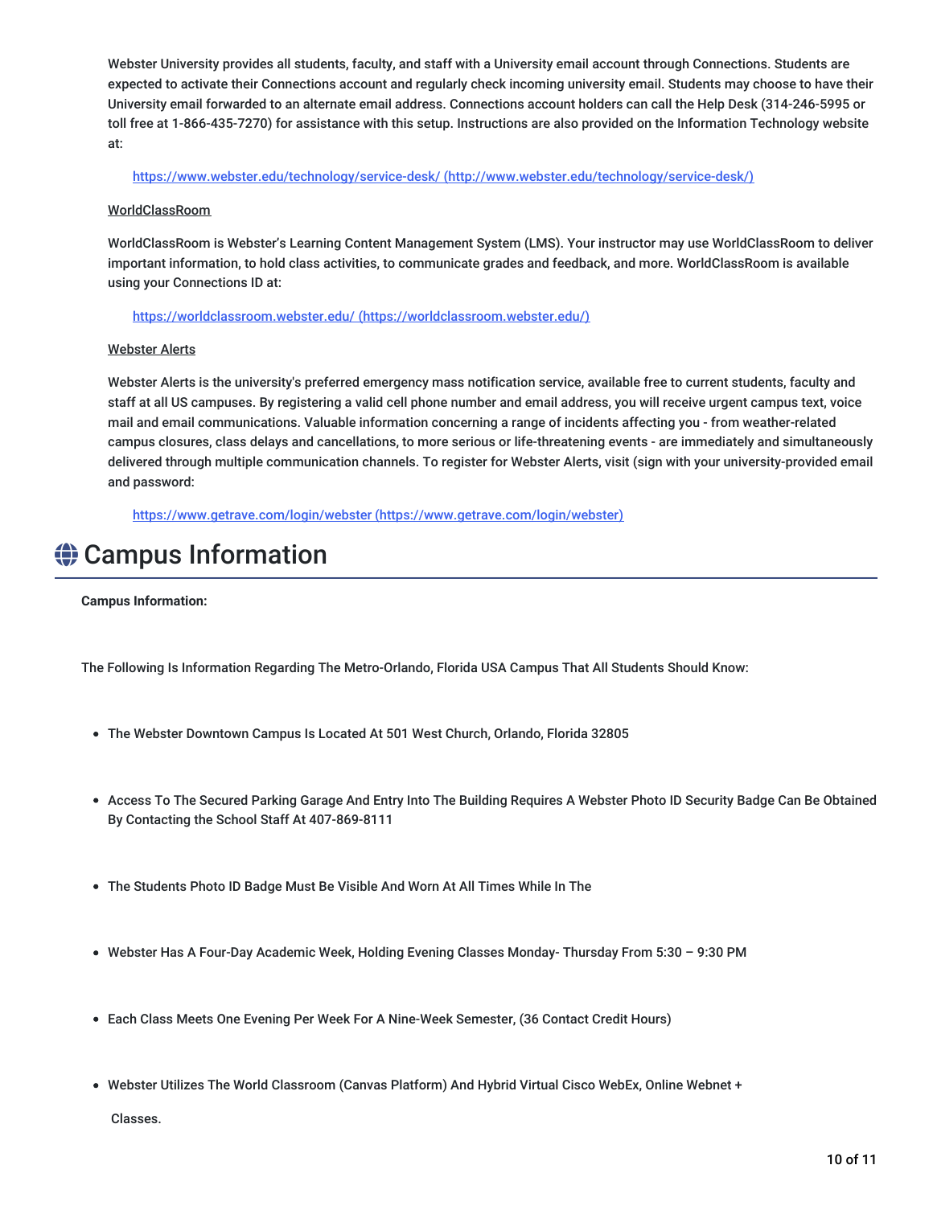Webster University provides all students, faculty, and staff with a University email account through Connections. Students are expected to activate their Connections account and regularly check incoming university email. Students may choose to have their University email forwarded to an alternate email address. Connections account holders can call the Help Desk (314-246-5995 or toll free at 1-866-435-7270) for assistance with this setup. Instructions are also provided on the Information Technology website at:

[https://www.webster.edu/technology/service-desk/ (http://www.webster.edu/technology/service-desk/)](http://www.webster.edu/technology/service-desk/)

WorldClassRoom

WorldClassRoom is Webster's Learning Content Management System (LMS). Your instructor may use WorldClassRoom to deliver important information, to hold class activities, to communicate grades and feedback, and more. WorldClassRoom is available using your Connections ID at:

[https://worldclassroom.webster.edu/ (https://worldclassroom.webster.edu/)](https://worldclassroom.webster.edu/)

Webster Alerts

Webster Alerts is the university's preferred emergency mass notification service, available free to current students, faculty and staff at all US campuses. By registering a valid cell phone number and email address, you will receive urgent campus text, voice mail and email communications. Valuable information concerning a range of incidents affecting you - from weather-related campus closures, class delays and cancellations, to more serious or life-threatening events - are immediately and simultaneously delivered through multiple communication channels. To register for Webster Alerts, visit (sign with your university-provided email and password:

[https://www.getrave.com/login/webster (https://www.getrave.com/login/webster)](https://www.getrave.com/login/webster)

# Campus Information

**Campus Information:**

The Following Is Information Regarding The Metro-Orlando, Florida USA Campus That All Students Should Know:

- The Webster Downtown Campus Is Located At 501 West Church, Orlando, Florida 32805
- Access To The Secured Parking Garage And Entry Into The Building Requires A Webster Photo ID Security Badge Can Be Obtained By Contacting the School Staff At 407-869-8111
- The Students Photo ID Badge Must Be Visible And Worn At All Times While In The
- Webster Has A Four-Day Academic Week, Holding Evening Classes Monday- Thursday From 5:30 – 9:30 PM
- Each Class Meets One Evening Per Week For A Nine-Week Semester, (36 Contact Credit Hours)
- Webster Utilizes The World Classroom (Canvas Platform) And Hybrid Virtual Cisco WebEx, Online Webnet +

  Classes.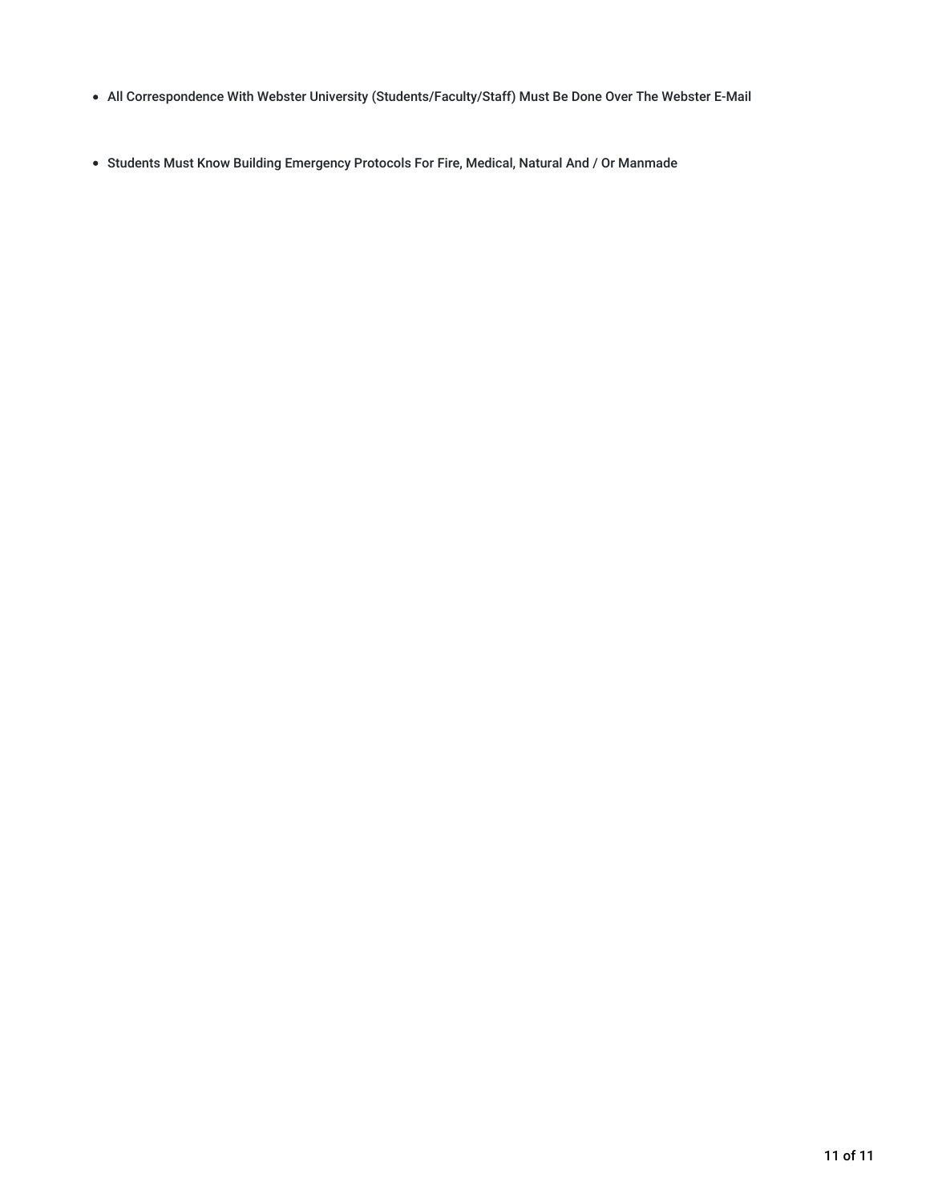- All Correspondence With Webster University (Students/Faculty/Staff) Must Be Done Over The Webster E-Mail
- Students Must Know Building Emergency Protocols For Fire, Medical, Natural And / Or Manmade